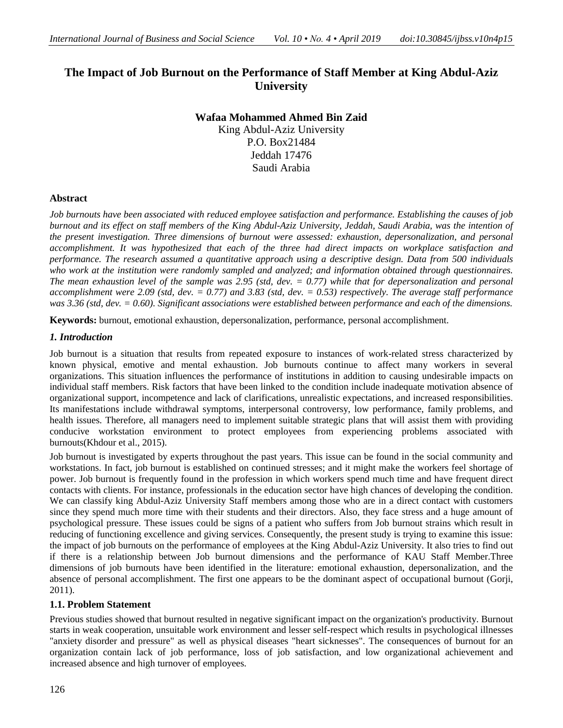# The Impact of Job Burnout on the Performance of Staff Member at King Abdul-Aziz University

**Wafaa Mohammed Ahmed Bin Zaid**
King Abdul-Aziz University
P.O. Box21484
Jeddah 17476
Saudi Arabia

## Abstract

*Job burnouts have been associated with reduced employee satisfaction and performance. Establishing the causes of job burnout and its effect on staff members of the King Abdul-Aziz University, Jeddah, Saudi Arabia, was the intention of the present investigation. Three dimensions of burnout were assessed: exhaustion, depersonalization, and personal accomplishment. It was hypothesized that each of the three had direct impacts on workplace satisfaction and performance. The research assumed a quantitative approach using a descriptive design. Data from 500 individuals who work at the institution were randomly sampled and analyzed; and information obtained through questionnaires. The mean exhaustion level of the sample was 2.95 (std, dev. = 0.77) while that for depersonalization and personal accomplishment were 2.09 (std, dev. = 0.77) and 3.83 (std, dev. = 0.53) respectively. The average staff performance was 3.36 (std, dev. = 0.60). Significant associations were established between performance and each of the dimensions.*

**Keywords:** burnout, emotional exhaustion, depersonalization, performance, personal accomplishment.

## *1. Introduction*

Job burnout is a situation that results from repeated exposure to instances of work-related stress characterized by known physical, emotive and mental exhaustion. Job burnouts continue to affect many workers in several organizations. This situation influences the performance of institutions in addition to causing undesirable impacts on individual staff members. Risk factors that have been linked to the condition include inadequate motivation absence of organizational support, incompetence and lack of clarifications, unrealistic expectations, and increased responsibilities. Its manifestations include withdrawal symptoms, interpersonal controversy, low performance, family problems, and health issues. Therefore, all managers need to implement suitable strategic plans that will assist them with providing conducive workstation environment to protect employees from experiencing problems associated with burnouts(Khdour et al., 2015).

Job burnout is investigated by experts throughout the past years. This issue can be found in the social community and workstations. In fact, job burnout is established on continued stresses; and it might make the workers feel shortage of power. Job burnout is frequently found in the profession in which workers spend much time and have frequent direct contacts with clients. For instance, professionals in the education sector have high chances of developing the condition. We can classify king Abdul-Aziz University Staff members among those who are in a direct contact with customers since they spend much more time with their students and their directors. Also, they face stress and a huge amount of psychological pressure. These issues could be signs of a patient who suffers from Job burnout strains which result in reducing of functioning excellence and giving services. Consequently, the present study is trying to examine this issue: the impact of job burnouts on the performance of employees at the King Abdul-Aziz University. It also tries to find out if there is a relationship between Job burnout dimensions and the performance of KAU Staff Member.Three dimensions of job burnouts have been identified in the literature: emotional exhaustion, depersonalization, and the absence of personal accomplishment. The first one appears to be the dominant aspect of occupational burnout (Gorji, 2011).

### 1.1. Problem Statement

Previous studies showed that burnout resulted in negative significant impact on the organization's productivity. Burnout starts in weak cooperation, unsuitable work environment and lesser self-respect which results in psychological illnesses "anxiety disorder and pressure" as well as physical diseases "heart sicknesses". The consequences of burnout for an organization contain lack of job performance, loss of job satisfaction, and low organizational achievement and increased absence and high turnover of employees.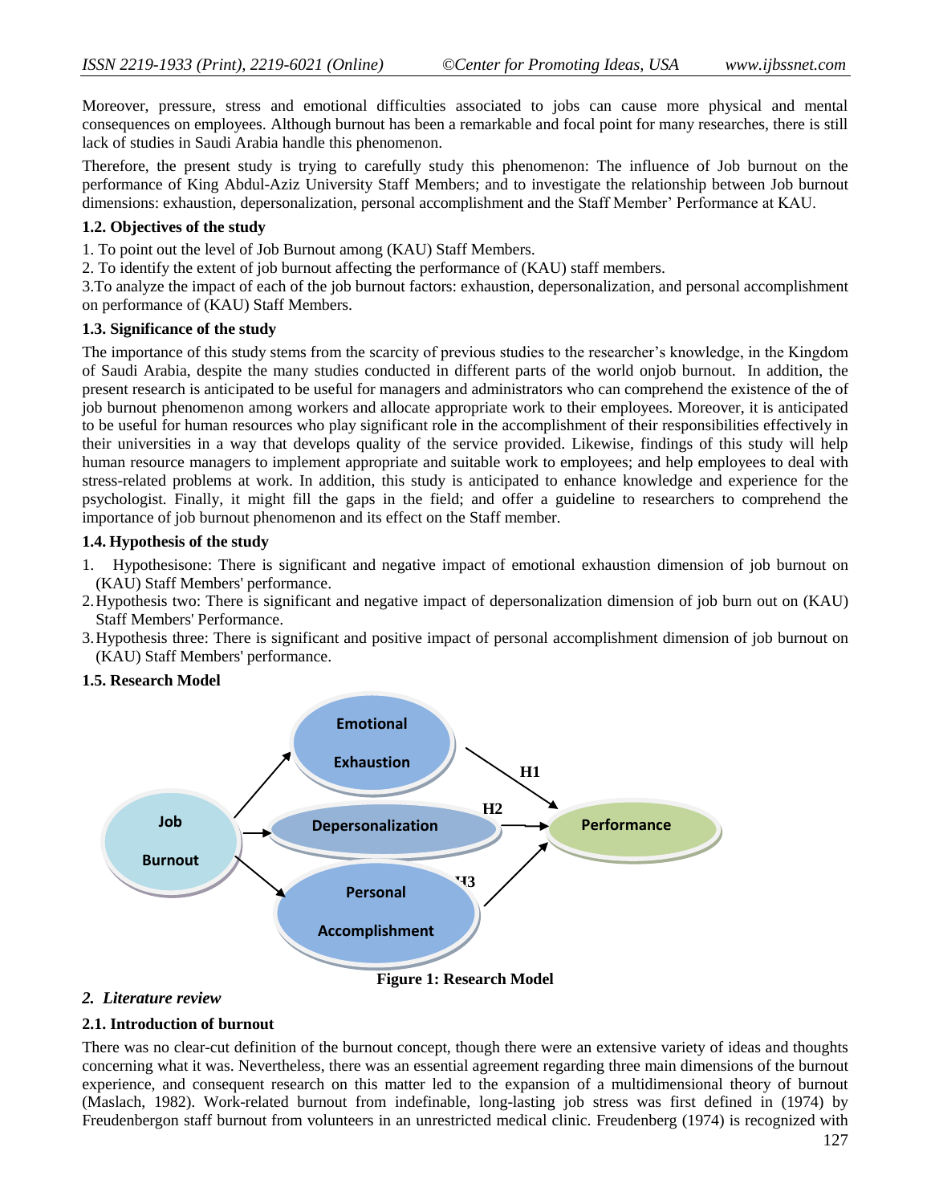Moreover, pressure, stress and emotional difficulties associated to jobs can cause more physical and mental consequences on employees. Although burnout has been a remarkable and focal point for many researches, there is still lack of studies in Saudi Arabia handle this phenomenon.

Therefore, the present study is trying to carefully study this phenomenon: The influence of Job burnout on the performance of King Abdul-Aziz University Staff Members; and to investigate the relationship between Job burnout dimensions: exhaustion, depersonalization, personal accomplishment and the Staff Member' Performance at KAU.

### 1.2. Objectives of the study

1. To point out the level of Job Burnout among (KAU) Staff Members.
2. To identify the extent of job burnout affecting the performance of (KAU) staff members.
3. To analyze the impact of each of the job burnout factors: exhaustion, depersonalization, and personal accomplishment on performance of (KAU) Staff Members.

### 1.3. Significance of the study

The importance of this study stems from the scarcity of previous studies to the researcher's knowledge, in the Kingdom of Saudi Arabia, despite the many studies conducted in different parts of the world onjob burnout. In addition, the present research is anticipated to be useful for managers and administrators who can comprehend the existence of the of job burnout phenomenon among workers and allocate appropriate work to their employees. Moreover, it is anticipated to be useful for human resources who play significant role in the accomplishment of their responsibilities effectively in their universities in a way that develops quality of the service provided. Likewise, findings of this study will help human resource managers to implement appropriate and suitable work to employees; and help employees to deal with stress-related problems at work. In addition, this study is anticipated to enhance knowledge and experience for the psychologist. Finally, it might fill the gaps in the field; and offer a guideline to researchers to comprehend the importance of job burnout phenomenon and its effect on the Staff member.

### 1.4. Hypothesis of the study

1. Hypothesisone: There is significant and negative impact of emotional exhaustion dimension of job burnout on (KAU) Staff Members' performance.
2. Hypothesis two: There is significant and negative impact of depersonalization dimension of job burn out on (KAU) Staff Members' Performance.
3. Hypothesis three: There is significant and positive impact of personal accomplishment dimension of job burnout on (KAU) Staff Members' performance.

### 1.5. Research Model

Job Burnout → Emotional Exhaustion → (H1) Performance
Job Burnout → Depersonalization → (H2) Performance
Job Burnout → Personal Accomplishment → (H3) Performance

**Figure 1: Research Model**

## 2. *Literature review*

### 2.1. Introduction of burnout

There was no clear-cut definition of the burnout concept, though there were an extensive variety of ideas and thoughts concerning what it was. Nevertheless, there was an essential agreement regarding three main dimensions of the burnout experience, and consequent research on this matter led to the expansion of a multidimensional theory of burnout (Maslach, 1982). Work-related burnout from indefinable, long-lasting job stress was first defined in (1974) by Freudenbergon staff burnout from volunteers in an unrestricted medical clinic. Freudenberg (1974) is recognized with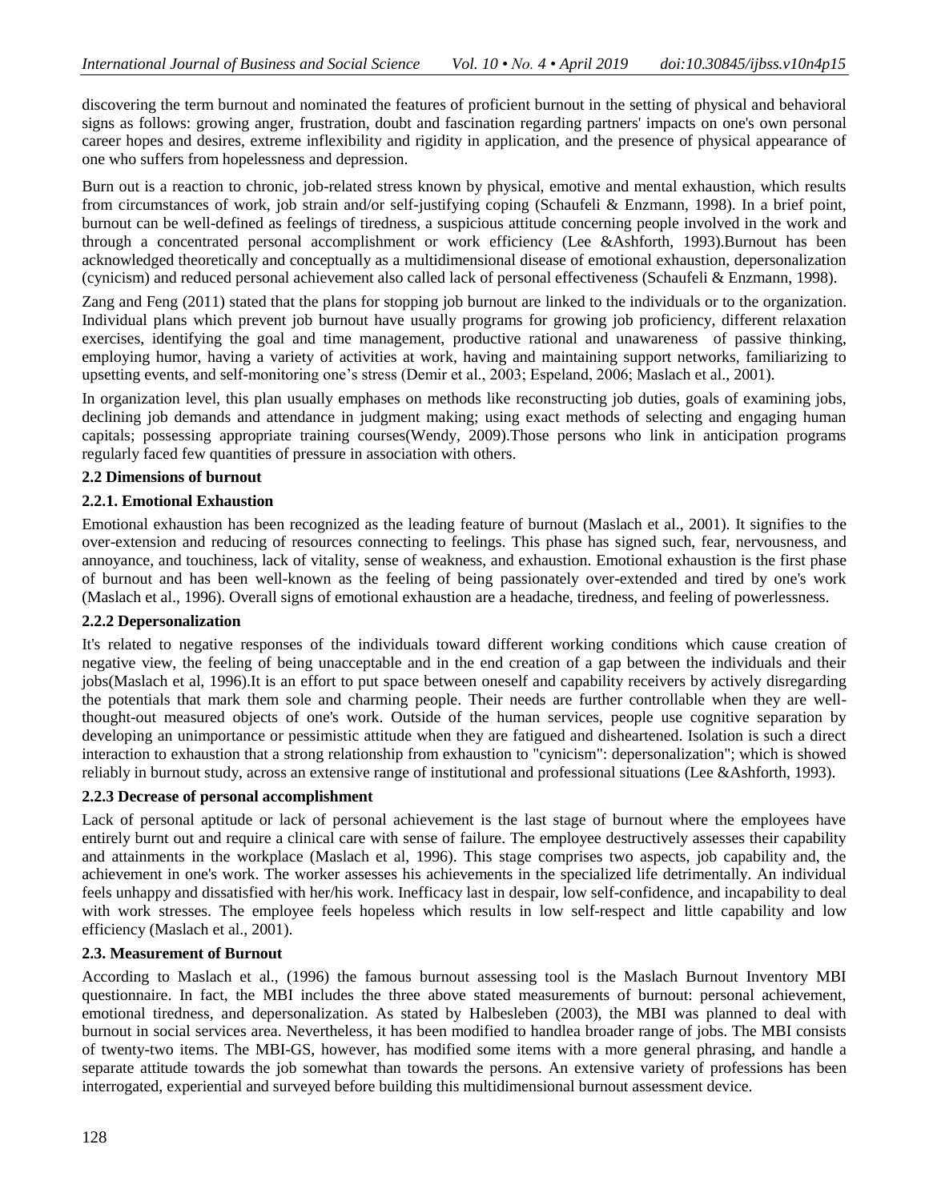discovering the term burnout and nominated the features of proficient burnout in the setting of physical and behavioral signs as follows: growing anger, frustration, doubt and fascination regarding partners' impacts on one's own personal career hopes and desires, extreme inflexibility and rigidity in application, and the presence of physical appearance of one who suffers from hopelessness and depression.

Burn out is a reaction to chronic, job-related stress known by physical, emotive and mental exhaustion, which results from circumstances of work, job strain and/or self-justifying coping (Schaufeli & Enzmann, 1998). In a brief point, burnout can be well-defined as feelings of tiredness, a suspicious attitude concerning people involved in the work and through a concentrated personal accomplishment or work efficiency (Lee &Ashforth, 1993).Burnout has been acknowledged theoretically and conceptually as a multidimensional disease of emotional exhaustion, depersonalization (cynicism) and reduced personal achievement also called lack of personal effectiveness (Schaufeli & Enzmann, 1998).

Zang and Feng (2011) stated that the plans for stopping job burnout are linked to the individuals or to the organization. Individual plans which prevent job burnout have usually programs for growing job proficiency, different relaxation exercises, identifying the goal and time management, productive rational and unawareness of passive thinking, employing humor, having a variety of activities at work, having and maintaining support networks, familiarizing to upsetting events, and self-monitoring one's stress (Demir et al., 2003; Espeland, 2006; Maslach et al., 2001).

In organization level, this plan usually emphases on methods like reconstructing job duties, goals of examining jobs, declining job demands and attendance in judgment making; using exact methods of selecting and engaging human capitals; possessing appropriate training courses(Wendy, 2009).Those persons who link in anticipation programs regularly faced few quantities of pressure in association with others.

### 2.2 Dimensions of burnout

#### 2.2.1. Emotional Exhaustion

Emotional exhaustion has been recognized as the leading feature of burnout (Maslach et al., 2001). It signifies to the over-extension and reducing of resources connecting to feelings. This phase has signed such, fear, nervousness, and annoyance, and touchiness, lack of vitality, sense of weakness, and exhaustion. Emotional exhaustion is the first phase of burnout and has been well-known as the feeling of being passionately over-extended and tired by one's work (Maslach et al., 1996). Overall signs of emotional exhaustion are a headache, tiredness, and feeling of powerlessness.

#### 2.2.2 Depersonalization

It's related to negative responses of the individuals toward different working conditions which cause creation of negative view, the feeling of being unacceptable and in the end creation of a gap between the individuals and their jobs(Maslach et al, 1996).It is an effort to put space between oneself and capability receivers by actively disregarding the potentials that mark them sole and charming people. Their needs are further controllable when they are well-thought-out measured objects of one's work. Outside of the human services, people use cognitive separation by developing an unimportance or pessimistic attitude when they are fatigued and disheartened. Isolation is such a direct interaction to exhaustion that a strong relationship from exhaustion to "cynicism": depersonalization"; which is showed reliably in burnout study, across an extensive range of institutional and professional situations (Lee &Ashforth, 1993).

#### 2.2.3 Decrease of personal accomplishment

Lack of personal aptitude or lack of personal achievement is the last stage of burnout where the employees have entirely burnt out and require a clinical care with sense of failure. The employee destructively assesses their capability and attainments in the workplace (Maslach et al, 1996). This stage comprises two aspects, job capability and, the achievement in one's work. The worker assesses his achievements in the specialized life detrimentally. An individual feels unhappy and dissatisfied with her/his work. Inefficacy last in despair, low self-confidence, and incapability to deal with work stresses. The employee feels hopeless which results in low self-respect and little capability and low efficiency (Maslach et al., 2001).

### 2.3. Measurement of Burnout

According to Maslach et al., (1996) the famous burnout assessing tool is the Maslach Burnout Inventory MBI questionnaire. In fact, the MBI includes the three above stated measurements of burnout: personal achievement, emotional tiredness, and depersonalization. As stated by Halbesleben (2003), the MBI was planned to deal with burnout in social services area. Nevertheless, it has been modified to handlea broader range of jobs. The MBI consists of twenty-two items. The MBI-GS, however, has modified some items with a more general phrasing, and handle a separate attitude towards the job somewhat than towards the persons. An extensive variety of professions has been interrogated, experiential and surveyed before building this multidimensional burnout assessment device.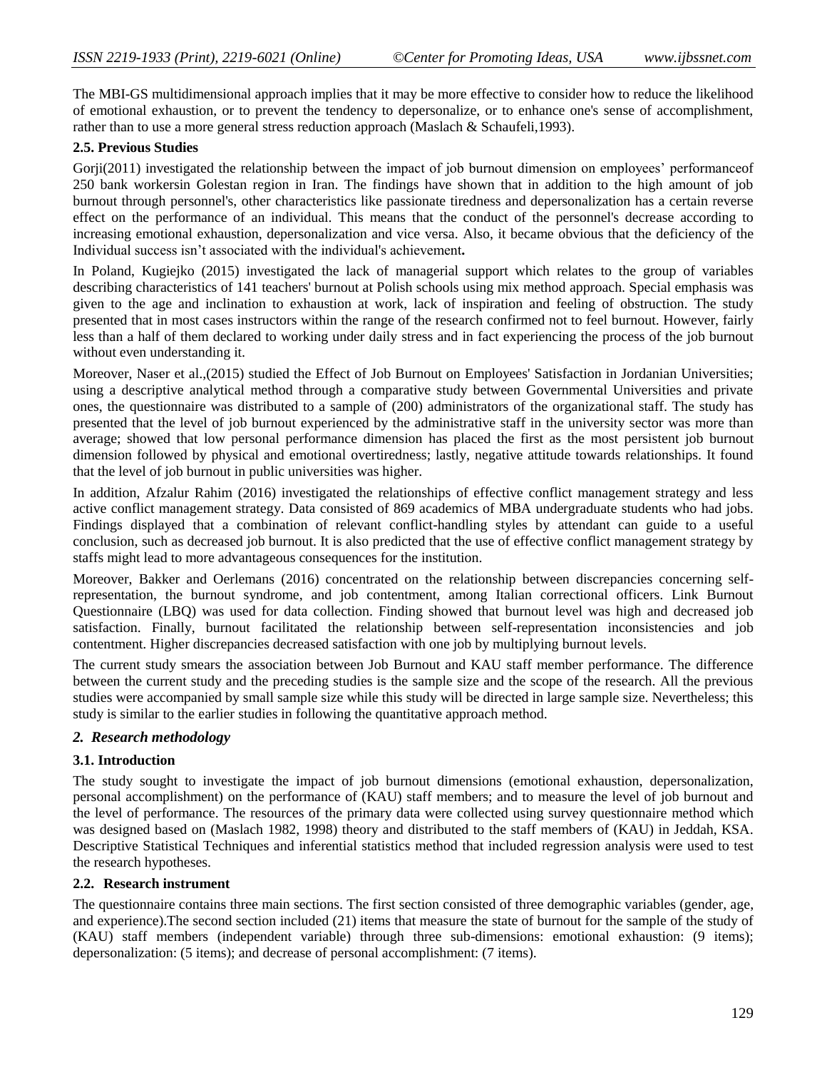The MBI-GS multidimensional approach implies that it may be more effective to consider how to reduce the likelihood of emotional exhaustion, or to prevent the tendency to depersonalize, or to enhance one's sense of accomplishment, rather than to use a more general stress reduction approach (Maslach & Schaufeli,1993).

### 2.5. Previous Studies

Gorji(2011) investigated the relationship between the impact of job burnout dimension on employees' performanceof 250 bank workersin Golestan region in Iran. The findings have shown that in addition to the high amount of job burnout through personnel's, other characteristics like passionate tiredness and depersonalization has a certain reverse effect on the performance of an individual. This means that the conduct of the personnel's decrease according to increasing emotional exhaustion, depersonalization and vice versa. Also, it became obvious that the deficiency of the Individual success isn't associated with the individual's achievement**.**

In Poland, Kugiejko (2015) investigated the lack of managerial support which relates to the group of variables describing characteristics of 141 teachers' burnout at Polish schools using mix method approach. Special emphasis was given to the age and inclination to exhaustion at work, lack of inspiration and feeling of obstruction. The study presented that in most cases instructors within the range of the research confirmed not to feel burnout. However, fairly less than a half of them declared to working under daily stress and in fact experiencing the process of the job burnout without even understanding it.

Moreover, Naser et al.,(2015) studied the Effect of Job Burnout on Employees' Satisfaction in Jordanian Universities; using a descriptive analytical method through a comparative study between Governmental Universities and private ones, the questionnaire was distributed to a sample of (200) administrators of the organizational staff. The study has presented that the level of job burnout experienced by the administrative staff in the university sector was more than average; showed that low personal performance dimension has placed the first as the most persistent job burnout dimension followed by physical and emotional overtiredness; lastly, negative attitude towards relationships. It found that the level of job burnout in public universities was higher.

In addition, Afzalur Rahim (2016) investigated the relationships of effective conflict management strategy and less active conflict management strategy. Data consisted of 869 academics of MBA undergraduate students who had jobs. Findings displayed that a combination of relevant conflict-handling styles by attendant can guide to a useful conclusion, such as decreased job burnout. It is also predicted that the use of effective conflict management strategy by staffs might lead to more advantageous consequences for the institution.

Moreover, Bakker and Oerlemans (2016) concentrated on the relationship between discrepancies concerning self-representation, the burnout syndrome, and job contentment, among Italian correctional officers. Link Burnout Questionnaire (LBQ) was used for data collection. Finding showed that burnout level was high and decreased job satisfaction. Finally, burnout facilitated the relationship between self-representation inconsistencies and job contentment. Higher discrepancies decreased satisfaction with one job by multiplying burnout levels.

The current study smears the association between Job Burnout and KAU staff member performance. The difference between the current study and the preceding studies is the sample size and the scope of the research. All the previous studies were accompanied by small sample size while this study will be directed in large sample size. Nevertheless; this study is similar to the earlier studies in following the quantitative approach method.

## *2. Research methodology*

### 3.1. Introduction

The study sought to investigate the impact of job burnout dimensions (emotional exhaustion, depersonalization, personal accomplishment) on the performance of (KAU) staff members; and to measure the level of job burnout and the level of performance. The resources of the primary data were collected using survey questionnaire method which was designed based on (Maslach 1982, 1998) theory and distributed to the staff members of (KAU) in Jeddah, KSA. Descriptive Statistical Techniques and inferential statistics method that included regression analysis were used to test the research hypotheses.

### 2.2. Research instrument

The questionnaire contains three main sections. The first section consisted of three demographic variables (gender, age, and experience).The second section included (21) items that measure the state of burnout for the sample of the study of (KAU) staff members (independent variable) through three sub-dimensions: emotional exhaustion: (9 items); depersonalization: (5 items); and decrease of personal accomplishment: (7 items).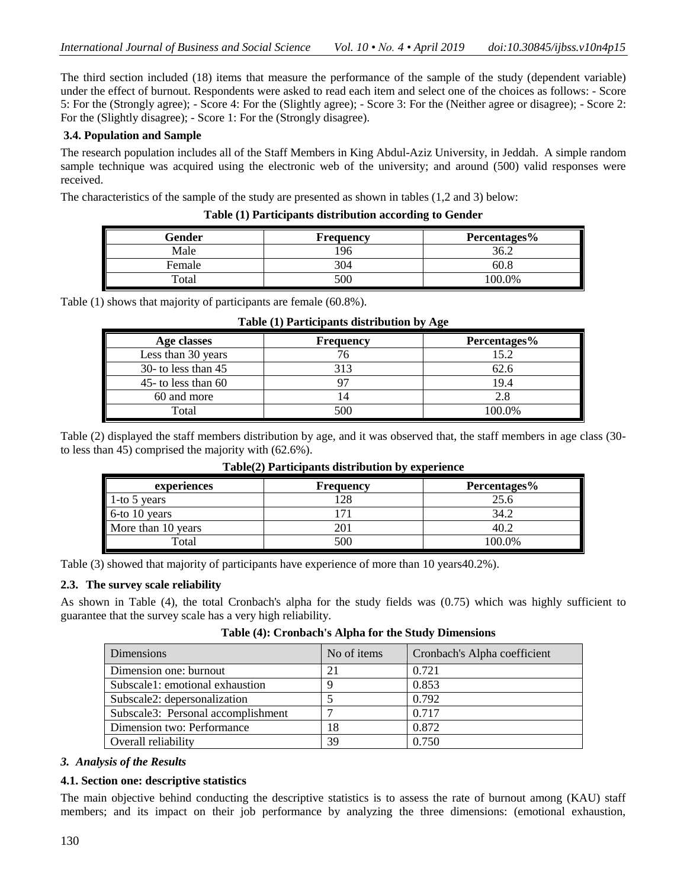The third section included (18) items that measure the performance of the sample of the study (dependent variable) under the effect of burnout. Respondents were asked to read each item and select one of the choices as follows: - Score 5: For the (Strongly agree); - Score 4: For the (Slightly agree); - Score 3: For the (Neither agree or disagree); - Score 2: For the (Slightly disagree); - Score 1: For the (Strongly disagree).

### 3.4. Population and Sample

The research population includes all of the Staff Members in King Abdul-Aziz University, in Jeddah. A simple random sample technique was acquired using the electronic web of the university; and around (500) valid responses were received.

The characteristics of the sample of the study are presented as shown in tables (1,2 and 3) below:

**Table (1) Participants distribution according to Gender**

| Gender | Frequency | Percentages% |
|---|---|---|
| Male | 196 | 36.2 |
| Female | 304 | 60.8 |
| Total | 500 | 100.0% |

Table (1) shows that majority of participants are female (60.8%).

**Table (1) Participants distribution by Age**

| Age classes | Frequency | Percentages% |
|---|---|---|
| Less than 30 years | 76 | 15.2 |
| 30- to less than 45 | 313 | 62.6 |
| 45- to less than 60 | 97 | 19.4 |
| 60 and more | 14 | 2.8 |
| Total | 500 | 100.0% |

Table (2) displayed the staff members distribution by age, and it was observed that, the staff members in age class (30- to less than 45) comprised the majority with (62.6%).

**Table(2) Participants distribution by experience**

| experiences | Frequency | Percentages% |
|---|---|---|
| 1-to 5 years | 128 | 25.6 |
| 6-to 10 years | 171 | 34.2 |
| More than 10 years | 201 | 40.2 |
| Total | 500 | 100.0% |

Table (3) showed that majority of participants have experience of more than 10 years40.2%).

### 2.3. The survey scale reliability

As shown in Table (4), the total Cronbach's alpha for the study fields was (0.75) which was highly sufficient to guarantee that the survey scale has a very high reliability.

**Table (4): Cronbach's Alpha for the Study Dimensions**

| Dimensions | No of items | Cronbach's Alpha coefficient |
|---|---|---|
| Dimension one: burnout | 21 | 0.721 |
| Subscale1: emotional exhaustion | 9 | 0.853 |
| Subscale2: depersonalization | 5 | 0.792 |
| Subscale3: Personal accomplishment | 7 | 0.717 |
| Dimension two: Performance | 18 | 0.872 |
| Overall reliability | 39 | 0.750 |

## *3. Analysis of the Results*

### 4.1. Section one: descriptive statistics

The main objective behind conducting the descriptive statistics is to assess the rate of burnout among (KAU) staff members; and its impact on their job performance by analyzing the three dimensions: (emotional exhaustion,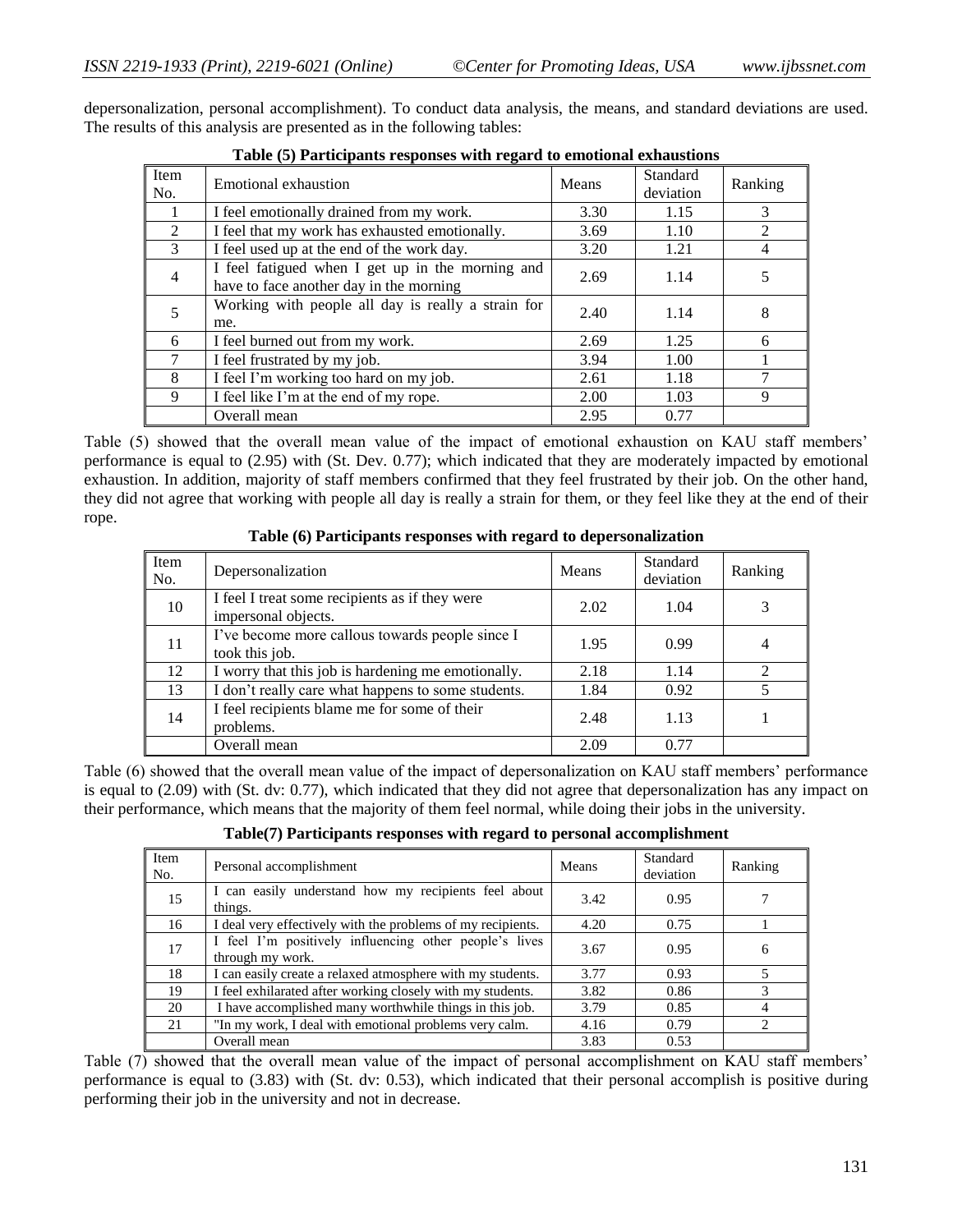depersonalization, personal accomplishment). To conduct data analysis, the means, and standard deviations are used. The results of this analysis are presented as in the following tables:

**Table (5) Participants responses with regard to emotional exhaustions**

| Item No. | Emotional exhaustion | Means | Standard deviation | Ranking |
|---|---|---|---|---|
| 1 | I feel emotionally drained from my work. | 3.30 | 1.15 | 3 |
| 2 | I feel that my work has exhausted emotionally. | 3.69 | 1.10 | 2 |
| 3 | I feel used up at the end of the work day. | 3.20 | 1.21 | 4 |
| 4 | I feel fatigued when I get up in the morning and have to face another day in the morning | 2.69 | 1.14 | 5 |
| 5 | Working with people all day is really a strain for me. | 2.40 | 1.14 | 8 |
| 6 | I feel burned out from my work. | 2.69 | 1.25 | 6 |
| 7 | I feel frustrated by my job. | 3.94 | 1.00 | 1 |
| 8 | I feel I'm working too hard on my job. | 2.61 | 1.18 | 7 |
| 9 | I feel like I'm at the end of my rope. | 2.00 | 1.03 | 9 |
| | Overall mean | 2.95 | 0.77 | |

Table (5) showed that the overall mean value of the impact of emotional exhaustion on KAU staff members' performance is equal to (2.95) with (St. Dev. 0.77); which indicated that they are moderately impacted by emotional exhaustion. In addition, majority of staff members confirmed that they feel frustrated by their job. On the other hand, they did not agree that working with people all day is really a strain for them, or they feel like they at the end of their rope.

**Table (6) Participants responses with regard to depersonalization**

| Item No. | Depersonalization | Means | Standard deviation | Ranking |
|---|---|---|---|---|
| 10 | I feel I treat some recipients as if they were impersonal objects. | 2.02 | 1.04 | 3 |
| 11 | I've become more callous towards people since I took this job. | 1.95 | 0.99 | 4 |
| 12 | I worry that this job is hardening me emotionally. | 2.18 | 1.14 | 2 |
| 13 | I don't really care what happens to some students. | 1.84 | 0.92 | 5 |
| 14 | I feel recipients blame me for some of their problems. | 2.48 | 1.13 | 1 |
| | Overall mean | 2.09 | 0.77 | |

Table (6) showed that the overall mean value of the impact of depersonalization on KAU staff members' performance is equal to (2.09) with (St. dv: 0.77), which indicated that they did not agree that depersonalization has any impact on their performance, which means that the majority of them feel normal, while doing their jobs in the university.

**Table(7) Participants responses with regard to personal accomplishment**

| Item No. | Personal accomplishment | Means | Standard deviation | Ranking |
|---|---|---|---|---|
| 15 | I can easily understand how my recipients feel about things. | 3.42 | 0.95 | 7 |
| 16 | I deal very effectively with the problems of my recipients. | 4.20 | 0.75 | 1 |
| 17 | I feel I'm positively influencing other people's lives through my work. | 3.67 | 0.95 | 6 |
| 18 | I can easily create a relaxed atmosphere with my students. | 3.77 | 0.93 | 5 |
| 19 | I feel exhilarated after working closely with my students. | 3.82 | 0.86 | 3 |
| 20 | I have accomplished many worthwhile things in this job. | 3.79 | 0.85 | 4 |
| 21 | "In my work, I deal with emotional problems very calm. | 4.16 | 0.79 | 2 |
| | Overall mean | 3.83 | 0.53 | |

Table (7) showed that the overall mean value of the impact of personal accomplishment on KAU staff members' performance is equal to (3.83) with (St. dv: 0.53), which indicated that their personal accomplish is positive during performing their job in the university and not in decrease.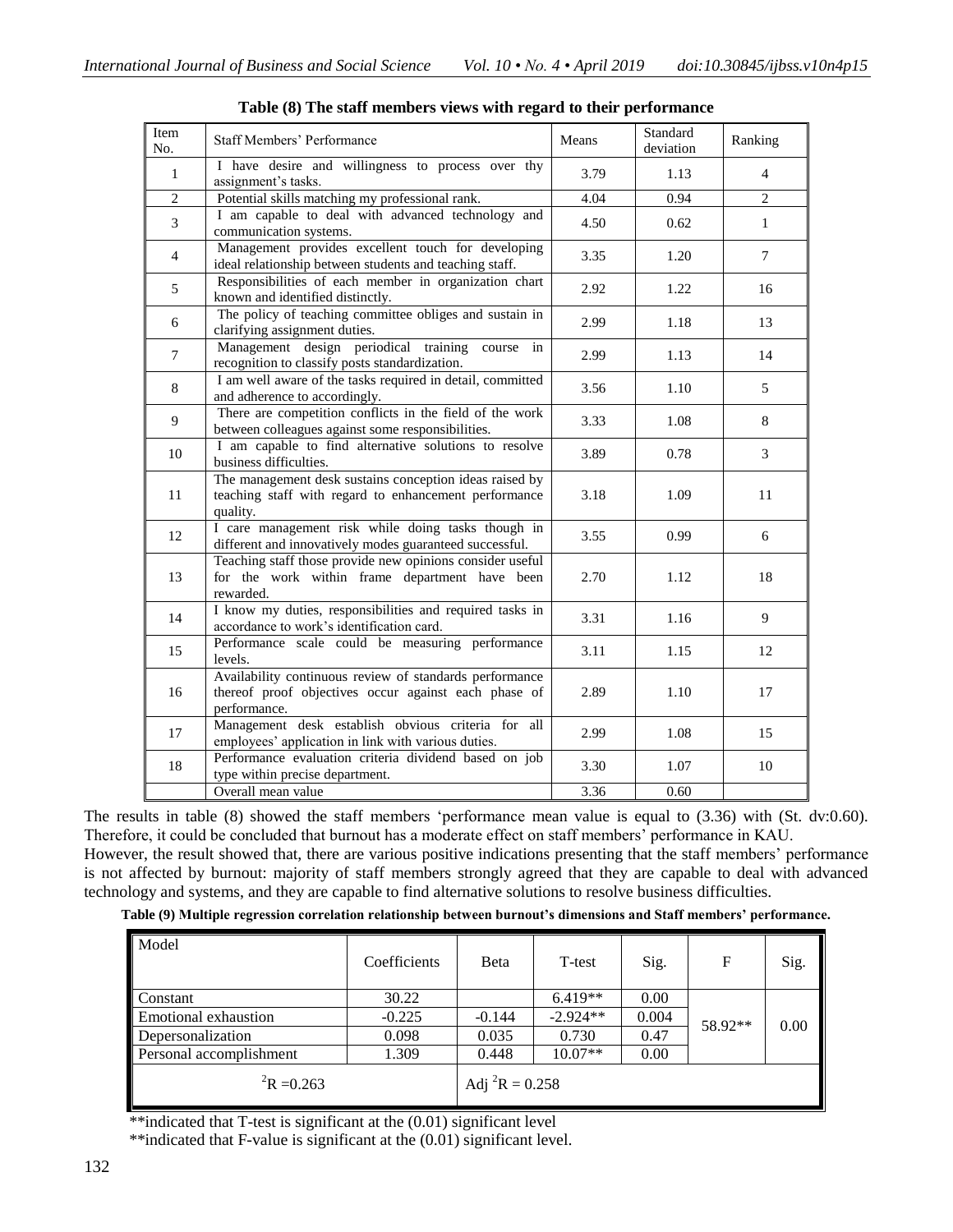**Table (8) The staff members views with regard to their performance**

| Item No. | Staff Members' Performance | Means | Standard deviation | Ranking |
|---|---|---|---|---|
| 1 | I have desire and willingness to process over thy assignment's tasks. | 3.79 | 1.13 | 4 |
| 2 | Potential skills matching my professional rank. | 4.04 | 0.94 | 2 |
| 3 | I am capable to deal with advanced technology and communication systems. | 4.50 | 0.62 | 1 |
| 4 | Management provides excellent touch for developing ideal relationship between students and teaching staff. | 3.35 | 1.20 | 7 |
| 5 | Responsibilities of each member in organization chart known and identified distinctly. | 2.92 | 1.22 | 16 |
| 6 | The policy of teaching committee obliges and sustain in clarifying assignment duties. | 2.99 | 1.18 | 13 |
| 7 | Management design periodical training course in recognition to classify posts standardization. | 2.99 | 1.13 | 14 |
| 8 | I am well aware of the tasks required in detail, committed and adherence to accordingly. | 3.56 | 1.10 | 5 |
| 9 | There are competition conflicts in the field of the work between colleagues against some responsibilities. | 3.33 | 1.08 | 8 |
| 10 | I am capable to find alternative solutions to resolve business difficulties. | 3.89 | 0.78 | 3 |
| 11 | The management desk sustains conception ideas raised by teaching staff with regard to enhancement performance quality. | 3.18 | 1.09 | 11 |
| 12 | I care management risk while doing tasks though in different and innovatively modes guaranteed successful. | 3.55 | 0.99 | 6 |
| 13 | Teaching staff those provide new opinions consider useful for the work within frame department have been rewarded. | 2.70 | 1.12 | 18 |
| 14 | I know my duties, responsibilities and required tasks in accordance to work's identification card. | 3.31 | 1.16 | 9 |
| 15 | Performance scale could be measuring performance levels. | 3.11 | 1.15 | 12 |
| 16 | Availability continuous review of standards performance thereof proof objectives occur against each phase of performance. | 2.89 | 1.10 | 17 |
| 17 | Management desk establish obvious criteria for all employees' application in link with various duties. | 2.99 | 1.08 | 15 |
| 18 | Performance evaluation criteria dividend based on job type within precise department. | 3.30 | 1.07 | 10 |
| | Overall mean value | 3.36 | 0.60 | |

The results in table (8) showed the staff members 'performance mean value is equal to (3.36) with (St. dv:0.60). Therefore, it could be concluded that burnout has a moderate effect on staff members' performance in KAU.

However, the result showed that, there are various positive indications presenting that the staff members' performance is not affected by burnout: majority of staff members strongly agreed that they are capable to deal with advanced technology and systems, and they are capable to find alternative solutions to resolve business difficulties.

**Table (9) Multiple regression correlation relationship between burnout's dimensions and Staff members' performance.**

| Model | Coefficients | Beta | T-test | Sig. | F | Sig. |
|---|---|---|---|---|---|---|
| Constant | 30.22 | | 6.419** | 0.00 | 58.92** | 0.00 |
| Emotional exhaustion | -0.225 | -0.144 | -2.924** | 0.004 | | |
| Depersonalization | 0.098 | 0.035 | 0.730 | 0.47 | | |
| Personal accomplishment | 1.309 | 0.448 | 10.07** | 0.00 | | |
| $R^2$ =0.263 | | Adj $R^2$ = 0.258 | | | | |

**indicated that T-test is significant at the (0.01) significant level

**indicated that F-value is significant at the (0.01) significant level.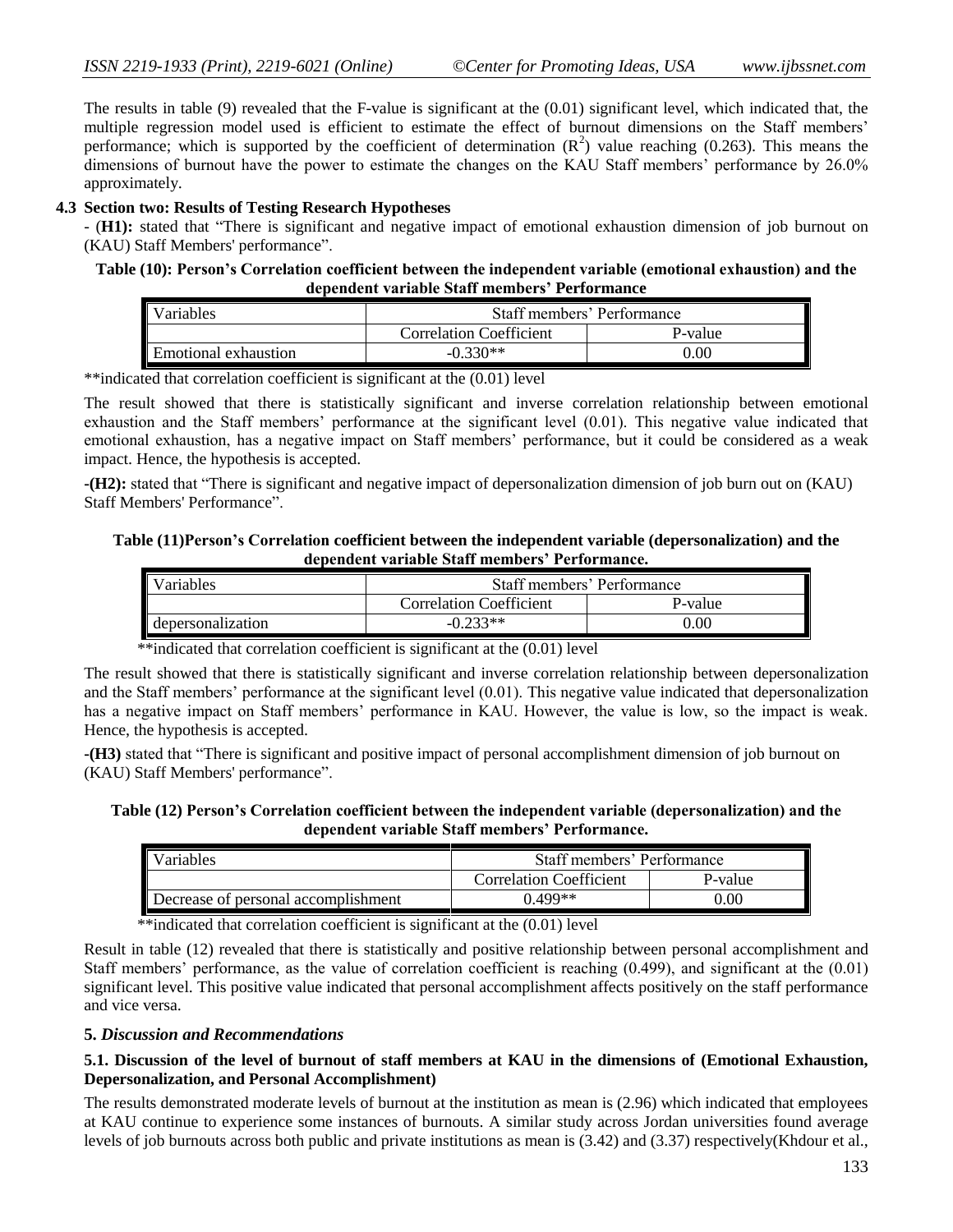The results in table (9) revealed that the F-value is significant at the (0.01) significant level, which indicated that, the multiple regression model used is efficient to estimate the effect of burnout dimensions on the Staff members' performance; which is supported by the coefficient of determination ($R^2$) value reaching (0.263). This means the dimensions of burnout have the power to estimate the changes on the KAU Staff members' performance by 26.0% approximately.

### 4.3 Section two: Results of Testing Research Hypotheses

- (**H1):** stated that "There is significant and negative impact of emotional exhaustion dimension of job burnout on (KAU) Staff Members' performance".

**Table (10): Person's Correlation coefficient between the independent variable (emotional exhaustion) and the dependent variable Staff members' Performance**

| Variables | Staff members' Performance | |
|---|---|---|
| | Correlation Coefficient | P-value |
| Emotional exhaustion | -0.330** | 0.00 |

**indicated that correlation coefficient is significant at the (0.01) level

The result showed that there is statistically significant and inverse correlation relationship between emotional exhaustion and the Staff members' performance at the significant level (0.01). This negative value indicated that emotional exhaustion, has a negative impact on Staff members' performance, but it could be considered as a weak impact. Hence, the hypothesis is accepted.

**-(H2):** stated that "There is significant and negative impact of depersonalization dimension of job burn out on (KAU) Staff Members' Performance".

**Table (11)Person's Correlation coefficient between the independent variable (depersonalization) and the dependent variable Staff members' Performance.**

| Variables | Staff members' Performance | |
|---|---|---|
| | Correlation Coefficient | P-value |
| depersonalization | -0.233** | 0.00 |

**indicated that correlation coefficient is significant at the (0.01) level

The result showed that there is statistically significant and inverse correlation relationship between depersonalization and the Staff members' performance at the significant level (0.01). This negative value indicated that depersonalization has a negative impact on Staff members' performance in KAU. However, the value is low, so the impact is weak. Hence, the hypothesis is accepted.

**-(H3)** stated that "There is significant and positive impact of personal accomplishment dimension of job burnout on (KAU) Staff Members' performance".

**Table (12) Person's Correlation coefficient between the independent variable (depersonalization) and the dependent variable Staff members' Performance.**

| Variables | Staff members' Performance | |
|---|---|---|
| | Correlation Coefficient | P-value |
| Decrease of personal accomplishment | 0.499** | 0.00 |

**indicated that correlation coefficient is significant at the (0.01) level

Result in table (12) revealed that there is statistically and positive relationship between personal accomplishment and Staff members' performance, as the value of correlation coefficient is reaching (0.499), and significant at the (0.01) significant level. This positive value indicated that personal accomplishment affects positively on the staff performance and vice versa.

## 5. *Discussion and Recommendations*

### 5.1. Discussion of the level of burnout of staff members at KAU in the dimensions of (Emotional Exhaustion, Depersonalization, and Personal Accomplishment)

The results demonstrated moderate levels of burnout at the institution as mean is (2.96) which indicated that employees at KAU continue to experience some instances of burnouts. A similar study across Jordan universities found average levels of job burnouts across both public and private institutions as mean is (3.42) and (3.37) respectively(Khdour et al.,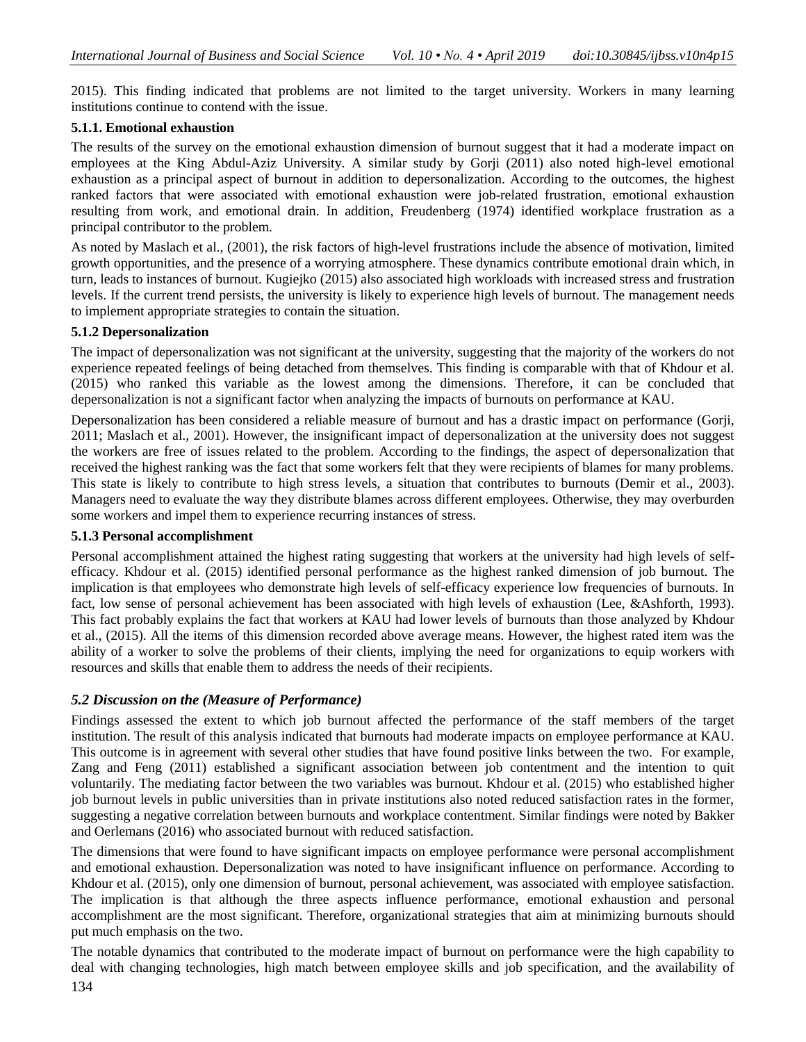2015). This finding indicated that problems are not limited to the target university. Workers in many learning institutions continue to contend with the issue.

### 5.1.1. Emotional exhaustion

The results of the survey on the emotional exhaustion dimension of burnout suggest that it had a moderate impact on employees at the King Abdul-Aziz University. A similar study by Gorji (2011) also noted high-level emotional exhaustion as a principal aspect of burnout in addition to depersonalization. According to the outcomes, the highest ranked factors that were associated with emotional exhaustion were job-related frustration, emotional exhaustion resulting from work, and emotional drain. In addition, Freudenberg (1974) identified workplace frustration as a principal contributor to the problem.

As noted by Maslach et al., (2001), the risk factors of high-level frustrations include the absence of motivation, limited growth opportunities, and the presence of a worrying atmosphere. These dynamics contribute emotional drain which, in turn, leads to instances of burnout. Kugiejko (2015) also associated high workloads with increased stress and frustration levels. If the current trend persists, the university is likely to experience high levels of burnout. The management needs to implement appropriate strategies to contain the situation.

### 5.1.2 Depersonalization

The impact of depersonalization was not significant at the university, suggesting that the majority of the workers do not experience repeated feelings of being detached from themselves. This finding is comparable with that of Khdour et al. (2015) who ranked this variable as the lowest among the dimensions. Therefore, it can be concluded that depersonalization is not a significant factor when analyzing the impacts of burnouts on performance at KAU.

Depersonalization has been considered a reliable measure of burnout and has a drastic impact on performance (Gorji, 2011; Maslach et al., 2001). However, the insignificant impact of depersonalization at the university does not suggest the workers are free of issues related to the problem. According to the findings, the aspect of depersonalization that received the highest ranking was the fact that some workers felt that they were recipients of blames for many problems. This state is likely to contribute to high stress levels, a situation that contributes to burnouts (Demir et al., 2003). Managers need to evaluate the way they distribute blames across different employees. Otherwise, they may overburden some workers and impel them to experience recurring instances of stress.

### 5.1.3 Personal accomplishment

Personal accomplishment attained the highest rating suggesting that workers at the university had high levels of self-efficacy. Khdour et al. (2015) identified personal performance as the highest ranked dimension of job burnout. The implication is that employees who demonstrate high levels of self-efficacy experience low frequencies of burnouts. In fact, low sense of personal achievement has been associated with high levels of exhaustion (Lee, &Ashforth, 1993). This fact probably explains the fact that workers at KAU had lower levels of burnouts than those analyzed by Khdour et al., (2015). All the items of this dimension recorded above average means. However, the highest rated item was the ability of a worker to solve the problems of their clients, implying the need for organizations to equip workers with resources and skills that enable them to address the needs of their recipients.

## *5.2 Discussion on the (Measure of Performance)*

Findings assessed the extent to which job burnout affected the performance of the staff members of the target institution. The result of this analysis indicated that burnouts had moderate impacts on employee performance at KAU. This outcome is in agreement with several other studies that have found positive links between the two. For example, Zang and Feng (2011) established a significant association between job contentment and the intention to quit voluntarily. The mediating factor between the two variables was burnout. Khdour et al. (2015) who established higher job burnout levels in public universities than in private institutions also noted reduced satisfaction rates in the former, suggesting a negative correlation between burnouts and workplace contentment. Similar findings were noted by Bakker and Oerlemans (2016) who associated burnout with reduced satisfaction.

The dimensions that were found to have significant impacts on employee performance were personal accomplishment and emotional exhaustion. Depersonalization was noted to have insignificant influence on performance. According to Khdour et al. (2015), only one dimension of burnout, personal achievement, was associated with employee satisfaction. The implication is that although the three aspects influence performance, emotional exhaustion and personal accomplishment are the most significant. Therefore, organizational strategies that aim at minimizing burnouts should put much emphasis on the two.

The notable dynamics that contributed to the moderate impact of burnout on performance were the high capability to deal with changing technologies, high match between employee skills and job specification, and the availability of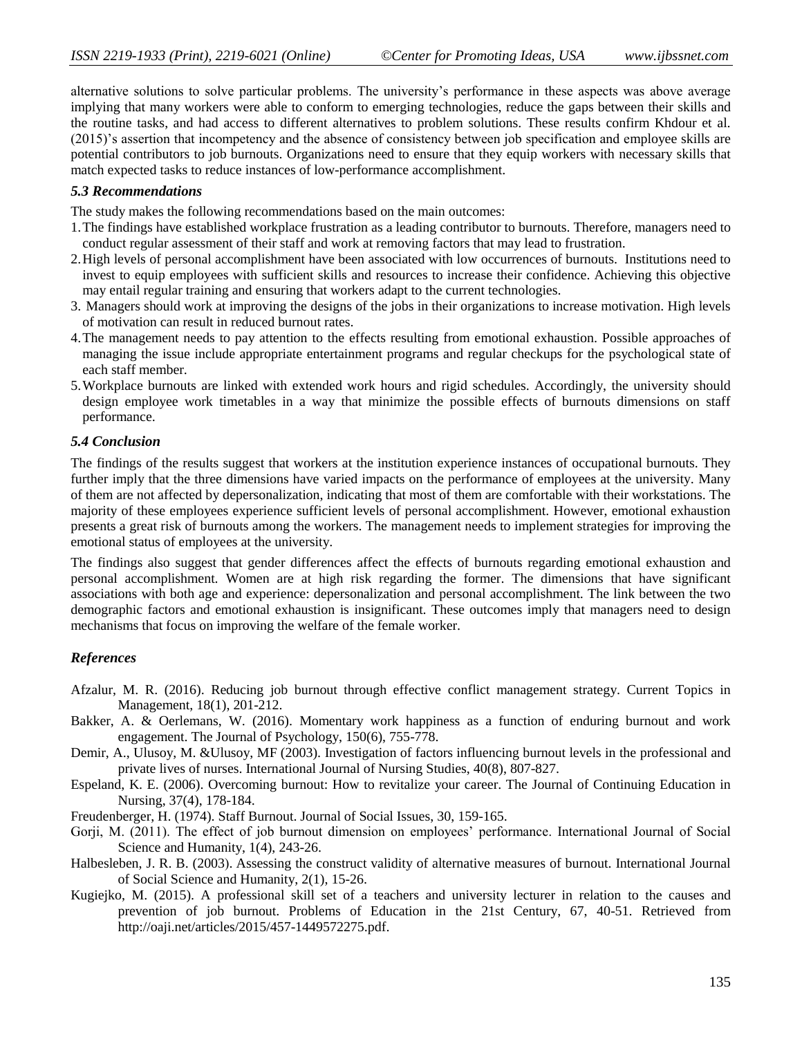alternative solutions to solve particular problems. The university's performance in these aspects was above average implying that many workers were able to conform to emerging technologies, reduce the gaps between their skills and the routine tasks, and had access to different alternatives to problem solutions. These results confirm Khdour et al. (2015)'s assertion that incompetency and the absence of consistency between job specification and employee skills are potential contributors to job burnouts. Organizations need to ensure that they equip workers with necessary skills that match expected tasks to reduce instances of low-performance accomplishment.

### *5.3 Recommendations*

The study makes the following recommendations based on the main outcomes:

1. The findings have established workplace frustration as a leading contributor to burnouts. Therefore, managers need to conduct regular assessment of their staff and work at removing factors that may lead to frustration.
2. High levels of personal accomplishment have been associated with low occurrences of burnouts. Institutions need to invest to equip employees with sufficient skills and resources to increase their confidence. Achieving this objective may entail regular training and ensuring that workers adapt to the current technologies.
3. Managers should work at improving the designs of the jobs in their organizations to increase motivation. High levels of motivation can result in reduced burnout rates.
4. The management needs to pay attention to the effects resulting from emotional exhaustion. Possible approaches of managing the issue include appropriate entertainment programs and regular checkups for the psychological state of each staff member.
5. Workplace burnouts are linked with extended work hours and rigid schedules. Accordingly, the university should design employee work timetables in a way that minimize the possible effects of burnouts dimensions on staff performance.

### *5.4 Conclusion*

The findings of the results suggest that workers at the institution experience instances of occupational burnouts. They further imply that the three dimensions have varied impacts on the performance of employees at the university. Many of them are not affected by depersonalization, indicating that most of them are comfortable with their workstations. The majority of these employees experience sufficient levels of personal accomplishment. However, emotional exhaustion presents a great risk of burnouts among the workers. The management needs to implement strategies for improving the emotional status of employees at the university.

The findings also suggest that gender differences affect the effects of burnouts regarding emotional exhaustion and personal accomplishment. Women are at high risk regarding the former. The dimensions that have significant associations with both age and experience: depersonalization and personal accomplishment. The link between the two demographic factors and emotional exhaustion is insignificant. These outcomes imply that managers need to design mechanisms that focus on improving the welfare of the female worker.

## *References*

Afzalur, M. R. (2016). Reducing job burnout through effective conflict management strategy. Current Topics in Management, 18(1), 201-212.

Bakker, A. & Oerlemans, W. (2016). Momentary work happiness as a function of enduring burnout and work engagement. The Journal of Psychology, 150(6), 755-778.

Demir, A., Ulusoy, M. &Ulusoy, MF (2003). Investigation of factors influencing burnout levels in the professional and private lives of nurses. International Journal of Nursing Studies, 40(8), 807-827.

Espeland, K. E. (2006). Overcoming burnout: How to revitalize your career. The Journal of Continuing Education in Nursing, 37(4), 178-184.

Freudenberger, H. (1974). Staff Burnout. Journal of Social Issues, 30, 159-165.

Gorji, M. (2011). The effect of job burnout dimension on employees' performance. International Journal of Social Science and Humanity, 1(4), 243-26.

Halbesleben, J. R. B. (2003). Assessing the construct validity of alternative measures of burnout. International Journal of Social Science and Humanity, 2(1), 15-26.

Kugiejko, M. (2015). A professional skill set of a teachers and university lecturer in relation to the causes and prevention of job burnout. Problems of Education in the 21st Century, 67, 40-51. Retrieved from http://oaji.net/articles/2015/457-1449572275.pdf.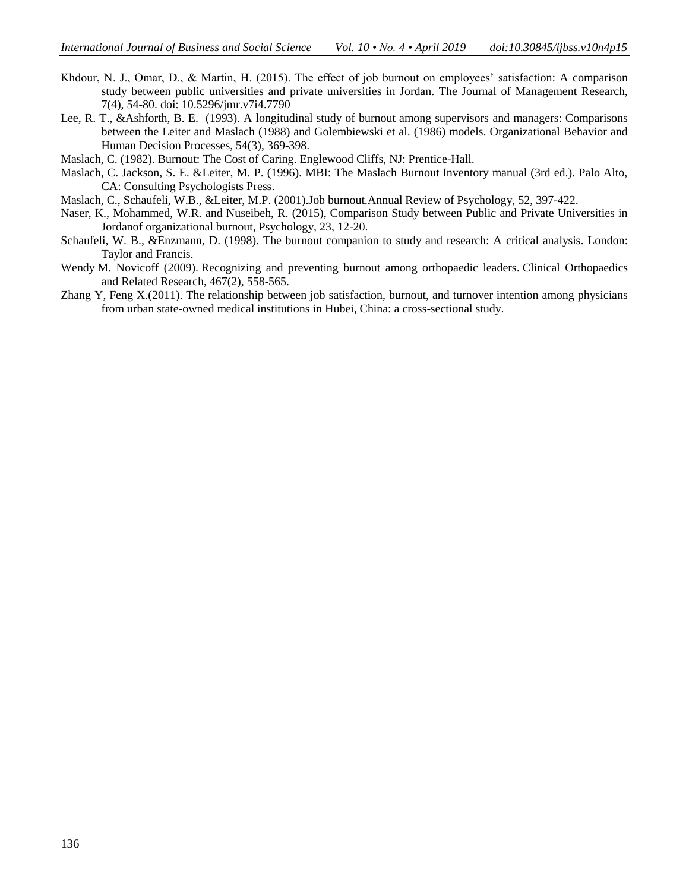Khdour, N. J., Omar, D., & Martin, H. (2015). The effect of job burnout on employees' satisfaction: A comparison study between public universities and private universities in Jordan. The Journal of Management Research, 7(4), 54-80. doi: 10.5296/jmr.v7i4.7790

Lee, R. T., &Ashforth, B. E. (1993). A longitudinal study of burnout among supervisors and managers: Comparisons between the Leiter and Maslach (1988) and Golembiewski et al. (1986) models. Organizational Behavior and Human Decision Processes, 54(3), 369-398.

Maslach, C. (1982). Burnout: The Cost of Caring. Englewood Cliffs, NJ: Prentice-Hall.

Maslach, C. Jackson, S. E. &Leiter, M. P. (1996). MBI: The Maslach Burnout Inventory manual (3rd ed.). Palo Alto, CA: Consulting Psychologists Press.

Maslach, C., Schaufeli, W.B., &Leiter, M.P. (2001).Job burnout.Annual Review of Psychology, 52, 397-422.

Naser, K., Mohammed, W.R. and Nuseibeh, R. (2015), Comparison Study between Public and Private Universities in Jordanof organizational burnout, Psychology, 23, 12-20.

Schaufeli, W. B., &Enzmann, D. (1998). The burnout companion to study and research: A critical analysis. London: Taylor and Francis.

Wendy M. Novicoff (2009). Recognizing and preventing burnout among orthopaedic leaders. Clinical Orthopaedics and Related Research, 467(2), 558-565.

Zhang Y, Feng X.(2011). The relationship between job satisfaction, burnout, and turnover intention among physicians from urban state-owned medical institutions in Hubei, China: a cross-sectional study.